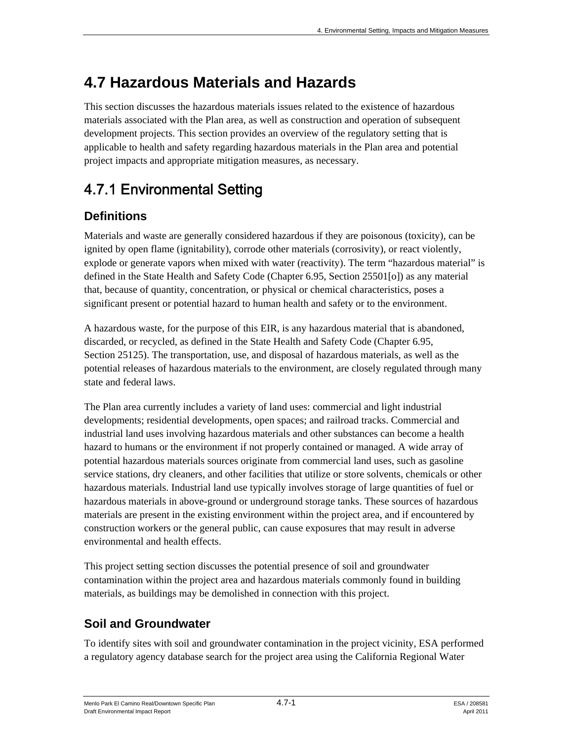# 4.7 Hazardous Materials and Hazards

This section discusses the hazardous materials issues related to the existence of hazardous materials associated with the Plan area, as well as construction and operation of subsequent development projects. This section provides an overview of the regulatory setting that is applicable to health and safety regarding hazardous materials in the Plan area and potential project impacts and appropriate mitigation measures, as necessary.

## 4.7.1 Environmental Setting

### Definitions

Materials and waste are generally considered hazardous if they are poisonous (toxicity), can be ignited by open flame (ignitability), corrode other materials (corrosivity), or react violently, explode or generate vapors when mixed with water (reactivity). The term "hazardous material" is defined in the State Health and Safety Code (Chapter 6.95, Section 25501[o]) as any material that, because of quantity, concentration, or physical or chemical characteristics, poses a significant present or potential hazard to human health and safety or to the environment.

A hazardous waste, for the purpose of this EIR, is any hazardous material that is abandoned, discarded, or recycled, as defined in the State Health and Safety Code (Chapter 6.95, Section 25125). The transportation, use, and disposal of hazardous materials, as well as the potential releases of hazardous materials to the environment, are closely regulated through many state and federal laws.

The Plan area currently includes a variety of land uses: commercial and light industrial developments; residential developments, open spaces; and railroad tracks. Commercial and industrial land uses involving hazardous materials and other substances can become a health hazard to humans or the environment if not properly contained or managed. A wide array of potential hazardous materials sources originate from commercial land uses, such as gasoline service stations, dry cleaners, and other facilities that utilize or store solvents, chemicals or other hazardous materials. Industrial land use typically involves storage of large quantities of fuel or hazardous materials in above-ground or underground storage tanks. These sources of hazardous materials are present in the existing environment within the project area, and if encountered by construction workers or the general public, can cause exposures that may result in adverse environmental and health effects.

This project setting section discusses the potential presence of soil and groundwater contamination within the project area and hazardous materials commonly found in building materials, as buildings may be demolished in connection with this project.

### Soil and Groundwater

To identify sites with soil and groundwater contamination in the project vicinity, ESA performed a regulatory agency database search for the project area using the California Regional Water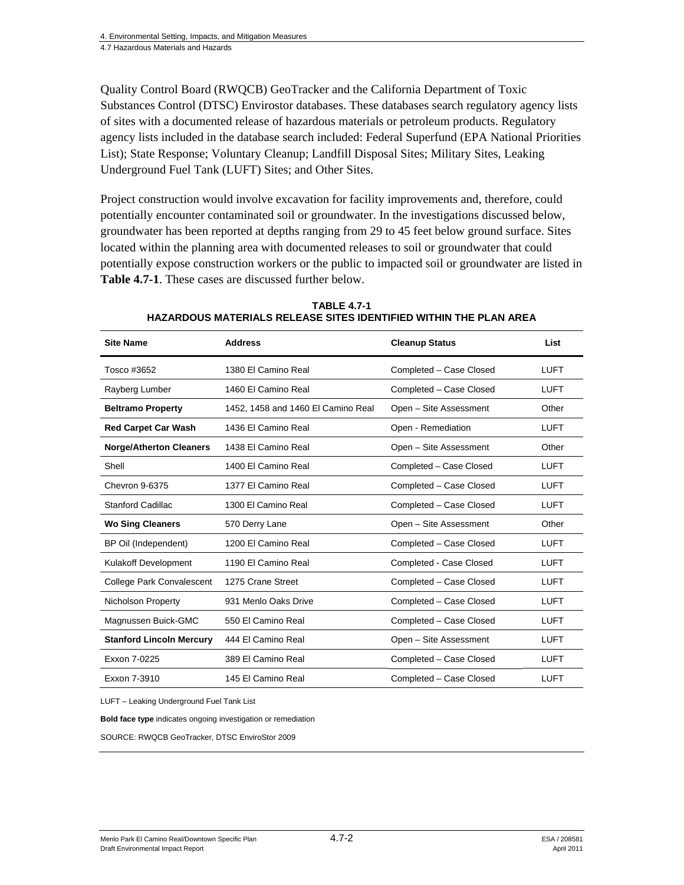Quality Control Board (RWQCB) GeoTracker and the California Department of Toxic Substances Control (DTSC) Envirostor databases. These databases search regulatory agency lists of sites with a documented release of hazardous materials or petroleum products. Regulatory agency lists included in the database search included: Federal Superfund (EPA National Priorities List); State Response; Voluntary Cleanup; Landfill Disposal Sites; Military Sites, Leaking Underground Fuel Tank (LUFT) Sites; and Other Sites.

Project construction would involve excavation for facility improvements and, therefore, could potentially encounter contaminated soil or groundwater. In the investigations discussed below, groundwater has been reported at depths ranging from 29 to 45 feet below ground surface. Sites located within the planning area with documented releases to soil or groundwater that could potentially expose construction workers or the public to impacted soil or groundwater are listed in **Table 4.7-1**. These cases are discussed further below.

**TABLE 4.7-1**
**HAZARDOUS MATERIALS RELEASE SITES IDENTIFIED WITHIN THE PLAN AREA**

| Site Name | Address | Cleanup Status | List |
|---|---|---|---|
| Tosco #3652 | 1380 El Camino Real | Completed – Case Closed | LUFT |
| Rayberg Lumber | 1460 El Camino Real | Completed – Case Closed | LUFT |
| **Beltramo Property** | 1452, 1458 and 1460 El Camino Real | Open – Site Assessment | Other |
| **Red Carpet Car Wash** | 1436 El Camino Real | Open - Remediation | LUFT |
| **Norge/Atherton Cleaners** | 1438 El Camino Real | Open – Site Assessment | Other |
| Shell | 1400 El Camino Real | Completed – Case Closed | LUFT |
| Chevron 9-6375 | 1377 El Camino Real | Completed – Case Closed | LUFT |
| Stanford Cadillac | 1300 El Camino Real | Completed – Case Closed | LUFT |
| **Wo Sing Cleaners** | 570 Derry Lane | Open – Site Assessment | Other |
| BP Oil (Independent) | 1200 El Camino Real | Completed – Case Closed | LUFT |
| Kulakoff Development | 1190 El Camino Real | Completed - Case Closed | LUFT |
| College Park Convalescent | 1275 Crane Street | Completed – Case Closed | LUFT |
| Nicholson Property | 931 Menlo Oaks Drive | Completed – Case Closed | LUFT |
| Magnussen Buick-GMC | 550 El Camino Real | Completed – Case Closed | LUFT |
| **Stanford Lincoln Mercury** | 444 El Camino Real | Open – Site Assessment | LUFT |
| Exxon 7-0225 | 389 El Camino Real | Completed – Case Closed | LUFT |
| Exxon 7-3910 | 145 El Camino Real | Completed – Case Closed | LUFT |

LUFT – Leaking Underground Fuel Tank List

**Bold face type** indicates ongoing investigation or remediation

SOURCE: RWQCB GeoTracker, DTSC EnviroStor 2009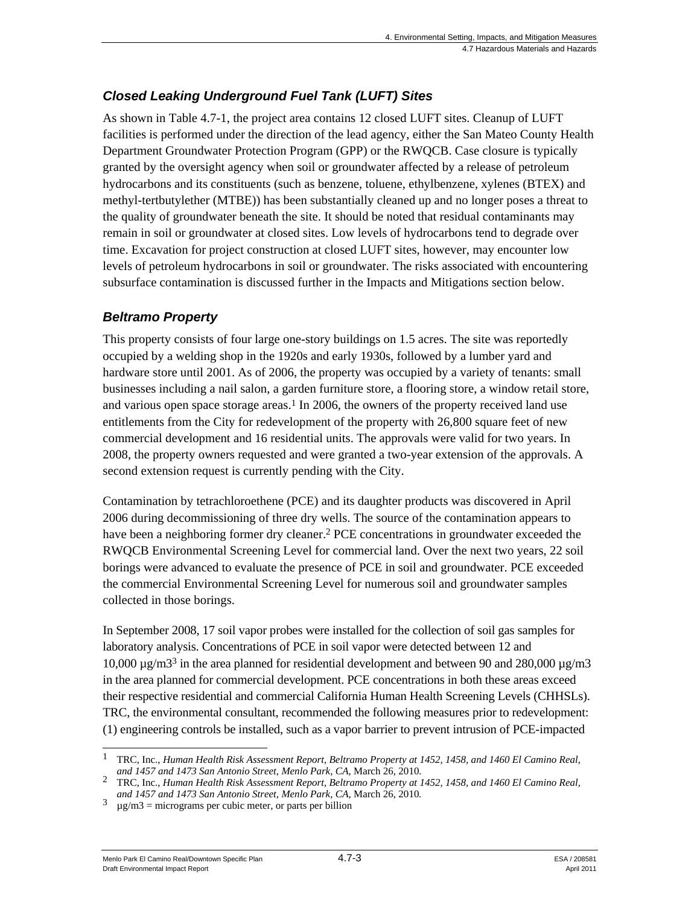### *Closed Leaking Underground Fuel Tank (LUFT) Sites*

As shown in Table 4.7-1, the project area contains 12 closed LUFT sites. Cleanup of LUFT facilities is performed under the direction of the lead agency, either the San Mateo County Health Department Groundwater Protection Program (GPP) or the RWQCB. Case closure is typically granted by the oversight agency when soil or groundwater affected by a release of petroleum hydrocarbons and its constituents (such as benzene, toluene, ethylbenzene, xylenes (BTEX) and methyl-tertbutylether (MTBE)) has been substantially cleaned up and no longer poses a threat to the quality of groundwater beneath the site. It should be noted that residual contaminants may remain in soil or groundwater at closed sites. Low levels of hydrocarbons tend to degrade over time. Excavation for project construction at closed LUFT sites, however, may encounter low levels of petroleum hydrocarbons in soil or groundwater. The risks associated with encountering subsurface contamination is discussed further in the Impacts and Mitigations section below.

### *Beltramo Property*

This property consists of four large one-story buildings on 1.5 acres. The site was reportedly occupied by a welding shop in the 1920s and early 1930s, followed by a lumber yard and hardware store until 2001. As of 2006, the property was occupied by a variety of tenants: small businesses including a nail salon, a garden furniture store, a flooring store, a window retail store, and various open space storage areas.[1] In 2006, the owners of the property received land use entitlements from the City for redevelopment of the property with 26,800 square feet of new commercial development and 16 residential units. The approvals were valid for two years. In 2008, the property owners requested and were granted a two-year extension of the approvals. A second extension request is currently pending with the City.

Contamination by tetrachloroethene (PCE) and its daughter products was discovered in April 2006 during decommissioning of three dry wells. The source of the contamination appears to have been a neighboring former dry cleaner.[2] PCE concentrations in groundwater exceeded the RWQCB Environmental Screening Level for commercial land. Over the next two years, 22 soil borings were advanced to evaluate the presence of PCE in soil and groundwater. PCE exceeded the commercial Environmental Screening Level for numerous soil and groundwater samples collected in those borings.

In September 2008, 17 soil vapor probes were installed for the collection of soil gas samples for laboratory analysis. Concentrations of PCE in soil vapor were detected between 12 and 10,000 µg/m3[3] in the area planned for residential development and between 90 and 280,000 µg/m3 in the area planned for commercial development. PCE concentrations in both these areas exceed their respective residential and commercial California Human Health Screening Levels (CHHSLs). TRC, the environmental consultant, recommended the following measures prior to redevelopment: (1) engineering controls be installed, such as a vapor barrier to prevent intrusion of PCE-impacted

---

[1] TRC, Inc., *Human Health Risk Assessment Report, Beltramo Property at 1452, 1458, and 1460 El Camino Real, and 1457 and 1473 San Antonio Street, Menlo Park, CA,* March 26, 2010.

[2] TRC, Inc., *Human Health Risk Assessment Report, Beltramo Property at 1452, 1458, and 1460 El Camino Real, and 1457 and 1473 San Antonio Street, Menlo Park, CA,* March 26, 2010.

[3] µg/m3 = micrograms per cubic meter, or parts per billion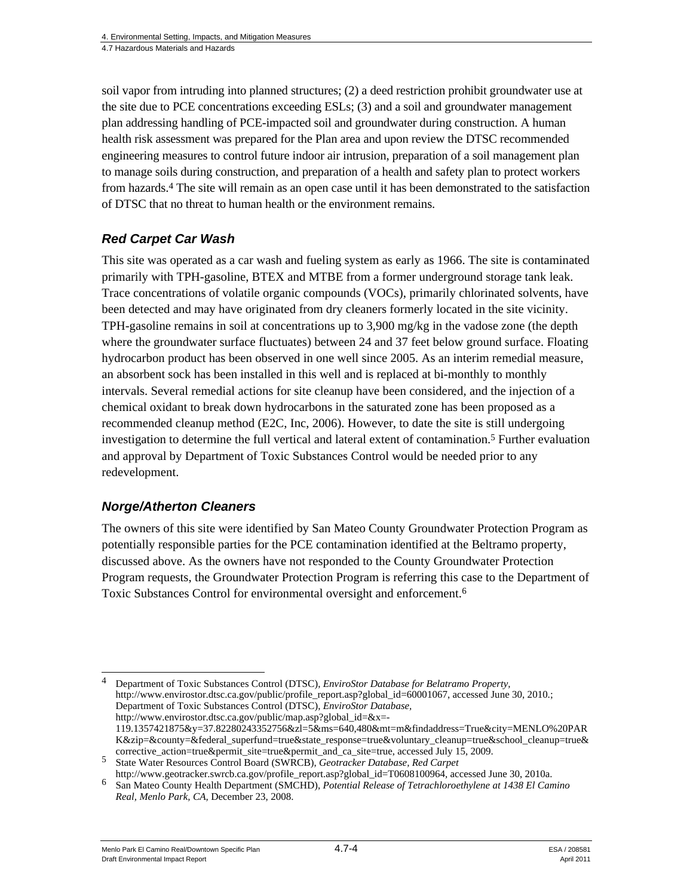soil vapor from intruding into planned structures; (2) a deed restriction prohibit groundwater use at the site due to PCE concentrations exceeding ESLs; (3) and a soil and groundwater management plan addressing handling of PCE-impacted soil and groundwater during construction. A human health risk assessment was prepared for the Plan area and upon review the DTSC recommended engineering measures to control future indoor air intrusion, preparation of a soil management plan to manage soils during construction, and preparation of a health and safety plan to protect workers from hazards.[4] The site will remain as an open case until it has been demonstrated to the satisfaction of DTSC that no threat to human health or the environment remains.

### *Red Carpet Car Wash*

This site was operated as a car wash and fueling system as early as 1966. The site is contaminated primarily with TPH-gasoline, BTEX and MTBE from a former underground storage tank leak. Trace concentrations of volatile organic compounds (VOCs), primarily chlorinated solvents, have been detected and may have originated from dry cleaners formerly located in the site vicinity. TPH-gasoline remains in soil at concentrations up to 3,900 mg/kg in the vadose zone (the depth where the groundwater surface fluctuates) between 24 and 37 feet below ground surface. Floating hydrocarbon product has been observed in one well since 2005. As an interim remedial measure, an absorbent sock has been installed in this well and is replaced at bi-monthly to monthly intervals. Several remedial actions for site cleanup have been considered, and the injection of a chemical oxidant to break down hydrocarbons in the saturated zone has been proposed as a recommended cleanup method (E2C, Inc, 2006). However, to date the site is still undergoing investigation to determine the full vertical and lateral extent of contamination.[5] Further evaluation and approval by Department of Toxic Substances Control would be needed prior to any redevelopment.

### *Norge/Atherton Cleaners*

The owners of this site were identified by San Mateo County Groundwater Protection Program as potentially responsible parties for the PCE contamination identified at the Beltramo property, discussed above. As the owners have not responded to the County Groundwater Protection Program requests, the Groundwater Protection Program is referring this case to the Department of Toxic Substances Control for environmental oversight and enforcement.[6]

---

4 Department of Toxic Substances Control (DTSC), *EnviroStor Database for Belatramo Property*, http://www.envirostor.dtsc.ca.gov/public/profile_report.asp?global_id=60001067, accessed June 30, 2010.; Department of Toxic Substances Control (DTSC), *EnviroStor Database*, http://www.envirostor.dtsc.ca.gov/public/map.asp?global_id=&x=-119.1357421875&y=37.82280243352756&zl=5&ms=640,480&mt=m&findaddress=True&city=MENLO%20PARK&zip=&county=&federal_superfund=true&state_response=true&voluntary_cleanup=true&school_cleanup=true&corrective_action=true&permit_site=true&permit_and_ca_site=true, accessed July 15, 2009.

5 State Water Resources Control Board (SWRCB), *Geotracker Database, Red Carpet* http://www.geotracker.swrcb.ca.gov/profile_report.asp?global_id=T0608100964, accessed June 30, 2010a.

6 San Mateo County Health Department (SMCHD), *Potential Release of Tetrachloroethylene at 1438 El Camino Real, Menlo Park, CA*, December 23, 2008.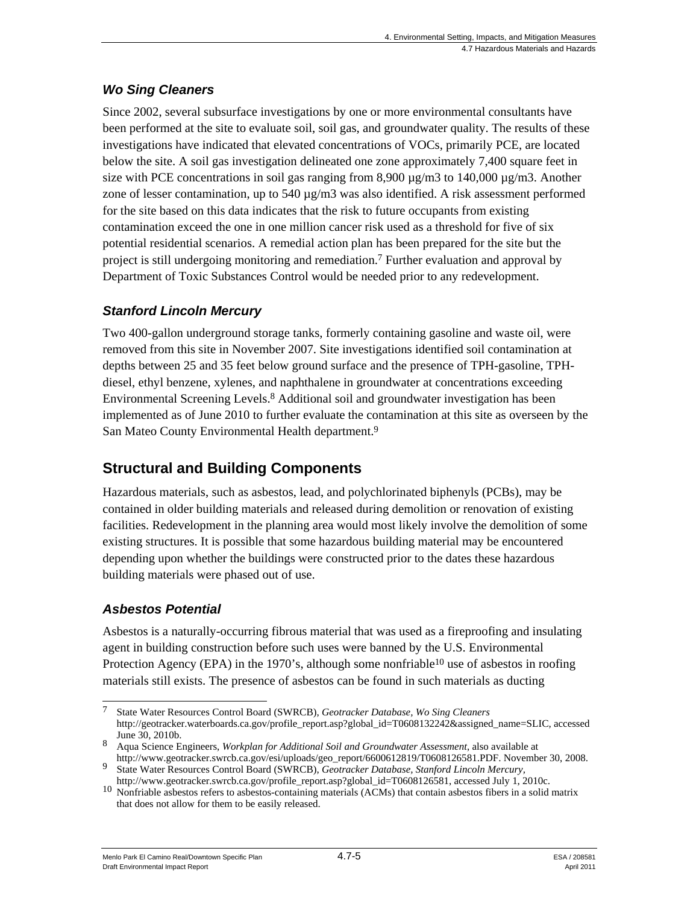### *Wo Sing Cleaners*

Since 2002, several subsurface investigations by one or more environmental consultants have been performed at the site to evaluate soil, soil gas, and groundwater quality. The results of these investigations have indicated that elevated concentrations of VOCs, primarily PCE, are located below the site. A soil gas investigation delineated one zone approximately 7,400 square feet in size with PCE concentrations in soil gas ranging from 8,900 µg/m3 to 140,000 µg/m3. Another zone of lesser contamination, up to 540 µg/m3 was also identified. A risk assessment performed for the site based on this data indicates that the risk to future occupants from existing contamination exceed the one in one million cancer risk used as a threshold for five of six potential residential scenarios. A remedial action plan has been prepared for the site but the project is still undergoing monitoring and remediation.[7] Further evaluation and approval by Department of Toxic Substances Control would be needed prior to any redevelopment.

### *Stanford Lincoln Mercury*

Two 400-gallon underground storage tanks, formerly containing gasoline and waste oil, were removed from this site in November 2007. Site investigations identified soil contamination at depths between 25 and 35 feet below ground surface and the presence of TPH-gasoline, TPH-diesel, ethyl benzene, xylenes, and naphthalene in groundwater at concentrations exceeding Environmental Screening Levels.[8] Additional soil and groundwater investigation has been implemented as of June 2010 to further evaluate the contamination at this site as overseen by the San Mateo County Environmental Health department.[9]

## Structural and Building Components

Hazardous materials, such as asbestos, lead, and polychlorinated biphenyls (PCBs), may be contained in older building materials and released during demolition or renovation of existing facilities. Redevelopment in the planning area would most likely involve the demolition of some existing structures. It is possible that some hazardous building material may be encountered depending upon whether the buildings were constructed prior to the dates these hazardous building materials were phased out of use.

### *Asbestos Potential*

Asbestos is a naturally-occurring fibrous material that was used as a fireproofing and insulating agent in building construction before such uses were banned by the U.S. Environmental Protection Agency (EPA) in the 1970's, although some nonfriable[10] use of asbestos in roofing materials still exists. The presence of asbestos can be found in such materials as ducting

---

[7] State Water Resources Control Board (SWRCB), *Geotracker Database, Wo Sing Cleaners* http://geotracker.waterboards.ca.gov/profile_report.asp?global_id=T0608132242&assigned_name=SLIC, accessed June 30, 2010b.

[8] Aqua Science Engineers, *Workplan for Additional Soil and Groundwater Assessment*, also available at http://www.geotracker.swrcb.ca.gov/esi/uploads/geo_report/6600612819/T0608126581.PDF. November 30, 2008.

[9] State Water Resources Control Board (SWRCB), *Geotracker Database, Stanford Lincoln Mercury*, http://www.geotracker.swrcb.ca.gov/profile_report.asp?global_id=T0608126581, accessed July 1, 2010c.

[10] Nonfriable asbestos refers to asbestos-containing materials (ACMs) that contain asbestos fibers in a solid matrix that does not allow for them to be easily released.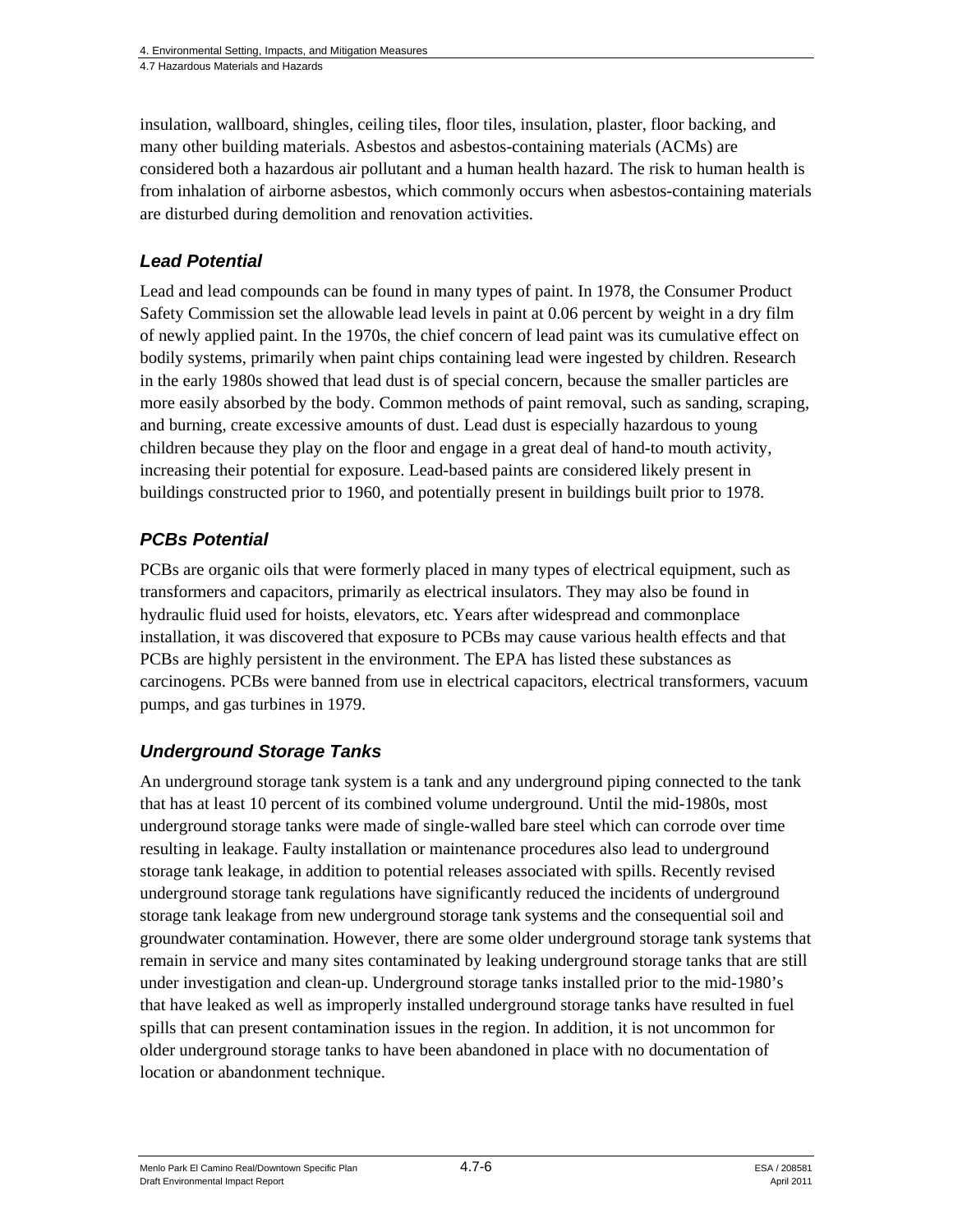insulation, wallboard, shingles, ceiling tiles, floor tiles, insulation, plaster, floor backing, and many other building materials. Asbestos and asbestos-containing materials (ACMs) are considered both a hazardous air pollutant and a human health hazard. The risk to human health is from inhalation of airborne asbestos, which commonly occurs when asbestos-containing materials are disturbed during demolition and renovation activities.

### *Lead Potential*

Lead and lead compounds can be found in many types of paint. In 1978, the Consumer Product Safety Commission set the allowable lead levels in paint at 0.06 percent by weight in a dry film of newly applied paint. In the 1970s, the chief concern of lead paint was its cumulative effect on bodily systems, primarily when paint chips containing lead were ingested by children. Research in the early 1980s showed that lead dust is of special concern, because the smaller particles are more easily absorbed by the body. Common methods of paint removal, such as sanding, scraping, and burning, create excessive amounts of dust. Lead dust is especially hazardous to young children because they play on the floor and engage in a great deal of hand-to mouth activity, increasing their potential for exposure. Lead-based paints are considered likely present in buildings constructed prior to 1960, and potentially present in buildings built prior to 1978.

### *PCBs Potential*

PCBs are organic oils that were formerly placed in many types of electrical equipment, such as transformers and capacitors, primarily as electrical insulators. They may also be found in hydraulic fluid used for hoists, elevators, etc. Years after widespread and commonplace installation, it was discovered that exposure to PCBs may cause various health effects and that PCBs are highly persistent in the environment. The EPA has listed these substances as carcinogens. PCBs were banned from use in electrical capacitors, electrical transformers, vacuum pumps, and gas turbines in 1979.

### *Underground Storage Tanks*

An underground storage tank system is a tank and any underground piping connected to the tank that has at least 10 percent of its combined volume underground. Until the mid-1980s, most underground storage tanks were made of single-walled bare steel which can corrode over time resulting in leakage. Faulty installation or maintenance procedures also lead to underground storage tank leakage, in addition to potential releases associated with spills. Recently revised underground storage tank regulations have significantly reduced the incidents of underground storage tank leakage from new underground storage tank systems and the consequential soil and groundwater contamination. However, there are some older underground storage tank systems that remain in service and many sites contaminated by leaking underground storage tanks that are still under investigation and clean-up. Underground storage tanks installed prior to the mid-1980's that have leaked as well as improperly installed underground storage tanks have resulted in fuel spills that can present contamination issues in the region. In addition, it is not uncommon for older underground storage tanks to have been abandoned in place with no documentation of location or abandonment technique.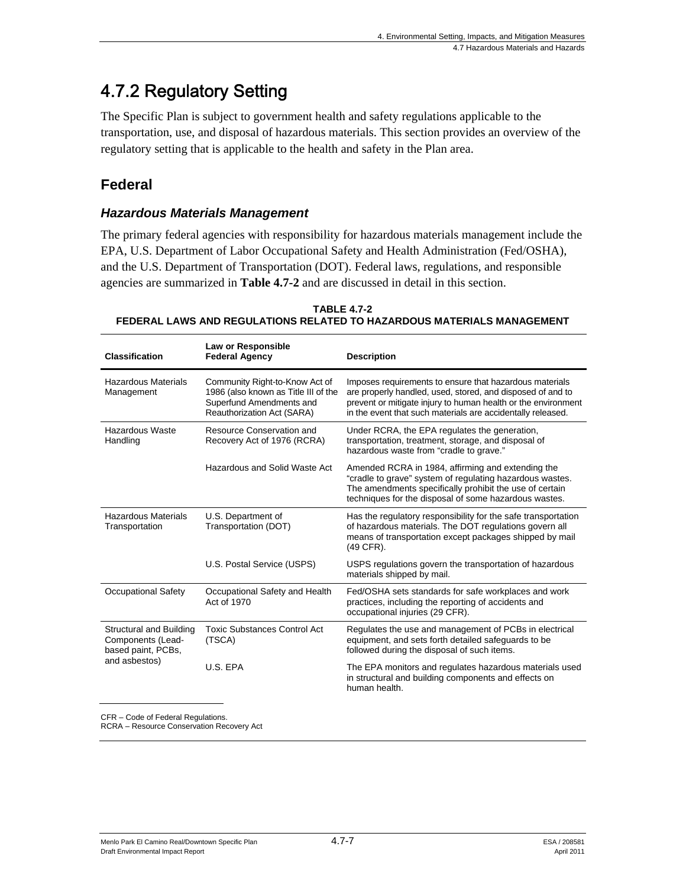# 4.7.2 Regulatory Setting

The Specific Plan is subject to government health and safety regulations applicable to the transportation, use, and disposal of hazardous materials. This section provides an overview of the regulatory setting that is applicable to the health and safety in the Plan area.

## Federal

### *Hazardous Materials Management*

The primary federal agencies with responsibility for hazardous materials management include the EPA, U.S. Department of Labor Occupational Safety and Health Administration (Fed/OSHA), and the U.S. Department of Transportation (DOT). Federal laws, regulations, and responsible agencies are summarized in **Table 4.7-2** and are discussed in detail in this section.

**TABLE 4.7-2**
**FEDERAL LAWS AND REGULATIONS RELATED TO HAZARDOUS MATERIALS MANAGEMENT**

| Classification | Law or Responsible Federal Agency | Description |
|---|---|---|
| Hazardous Materials Management | Community Right-to-Know Act of 1986 (also known as Title III of the Superfund Amendments and Reauthorization Act (SARA) | Imposes requirements to ensure that hazardous materials are properly handled, used, stored, and disposed of and to prevent or mitigate injury to human health or the environment in the event that such materials are accidentally released. |
| Hazardous Waste Handling | Resource Conservation and Recovery Act of 1976 (RCRA) | Under RCRA, the EPA regulates the generation, transportation, treatment, storage, and disposal of hazardous waste from "cradle to grave." |
| | Hazardous and Solid Waste Act | Amended RCRA in 1984, affirming and extending the "cradle to grave" system of regulating hazardous wastes. The amendments specifically prohibit the use of certain techniques for the disposal of some hazardous wastes. |
| Hazardous Materials Transportation | U.S. Department of Transportation (DOT) | Has the regulatory responsibility for the safe transportation of hazardous materials. The DOT regulations govern all means of transportation except packages shipped by mail (49 CFR). |
| | U.S. Postal Service (USPS) | USPS regulations govern the transportation of hazardous materials shipped by mail. |
| Occupational Safety | Occupational Safety and Health Act of 1970 | Fed/OSHA sets standards for safe workplaces and work practices, including the reporting of accidents and occupational injuries (29 CFR). |
| Structural and Building Components (Lead-based paint, PCBs, and asbestos) | Toxic Substances Control Act (TSCA) | Regulates the use and management of PCBs in electrical equipment, and sets forth detailed safeguards to be followed during the disposal of such items. |
| | U.S. EPA | The EPA monitors and regulates hazardous materials used in structural and building components and effects on human health. |

CFR – Code of Federal Regulations.
RCRA – Resource Conservation Recovery Act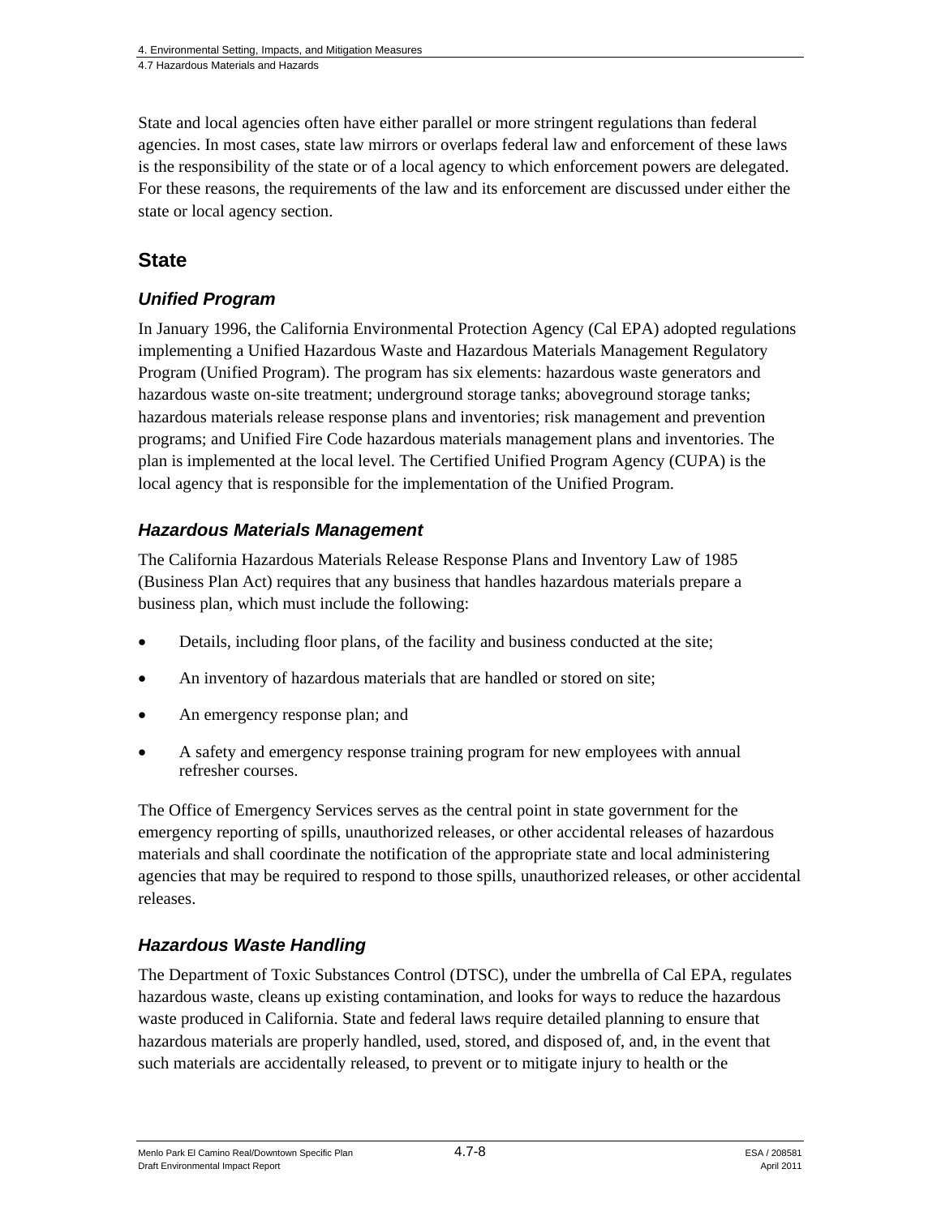State and local agencies often have either parallel or more stringent regulations than federal agencies. In most cases, state law mirrors or overlaps federal law and enforcement of these laws is the responsibility of the state or of a local agency to which enforcement powers are delegated. For these reasons, the requirements of the law and its enforcement are discussed under either the state or local agency section.

## State

### *Unified Program*

In January 1996, the California Environmental Protection Agency (Cal EPA) adopted regulations implementing a Unified Hazardous Waste and Hazardous Materials Management Regulatory Program (Unified Program). The program has six elements: hazardous waste generators and hazardous waste on-site treatment; underground storage tanks; aboveground storage tanks; hazardous materials release response plans and inventories; risk management and prevention programs; and Unified Fire Code hazardous materials management plans and inventories. The plan is implemented at the local level. The Certified Unified Program Agency (CUPA) is the local agency that is responsible for the implementation of the Unified Program.

### *Hazardous Materials Management*

The California Hazardous Materials Release Response Plans and Inventory Law of 1985 (Business Plan Act) requires that any business that handles hazardous materials prepare a business plan, which must include the following:

- Details, including floor plans, of the facility and business conducted at the site;
- An inventory of hazardous materials that are handled or stored on site;
- An emergency response plan; and
- A safety and emergency response training program for new employees with annual refresher courses.

The Office of Emergency Services serves as the central point in state government for the emergency reporting of spills, unauthorized releases, or other accidental releases of hazardous materials and shall coordinate the notification of the appropriate state and local administering agencies that may be required to respond to those spills, unauthorized releases, or other accidental releases.

### *Hazardous Waste Handling*

The Department of Toxic Substances Control (DTSC), under the umbrella of Cal EPA, regulates hazardous waste, cleans up existing contamination, and looks for ways to reduce the hazardous waste produced in California. State and federal laws require detailed planning to ensure that hazardous materials are properly handled, used, stored, and disposed of, and, in the event that such materials are accidentally released, to prevent or to mitigate injury to health or the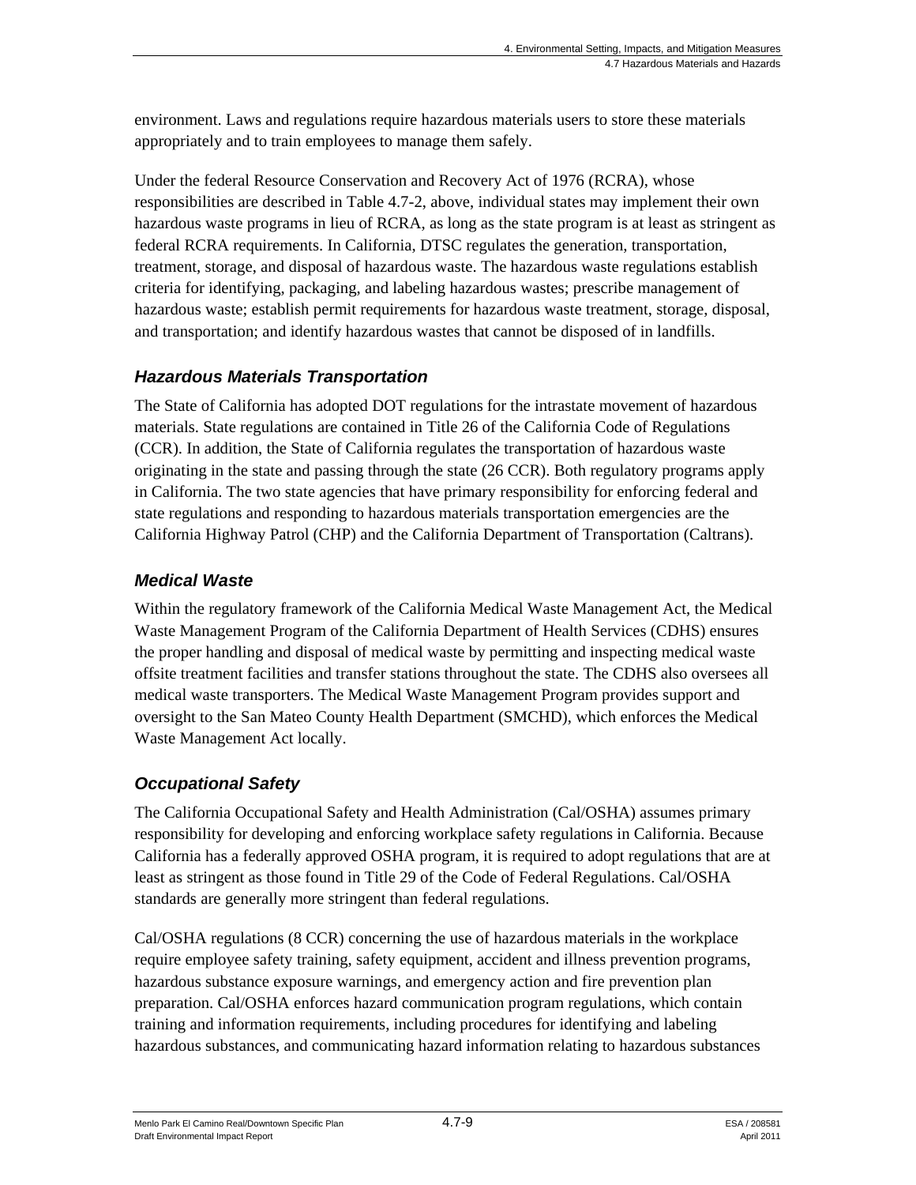environment. Laws and regulations require hazardous materials users to store these materials appropriately and to train employees to manage them safely.

Under the federal Resource Conservation and Recovery Act of 1976 (RCRA), whose responsibilities are described in Table 4.7-2, above, individual states may implement their own hazardous waste programs in lieu of RCRA, as long as the state program is at least as stringent as federal RCRA requirements. In California, DTSC regulates the generation, transportation, treatment, storage, and disposal of hazardous waste. The hazardous waste regulations establish criteria for identifying, packaging, and labeling hazardous wastes; prescribe management of hazardous waste; establish permit requirements for hazardous waste treatment, storage, disposal, and transportation; and identify hazardous wastes that cannot be disposed of in landfills.

### *Hazardous Materials Transportation*

The State of California has adopted DOT regulations for the intrastate movement of hazardous materials. State regulations are contained in Title 26 of the California Code of Regulations (CCR). In addition, the State of California regulates the transportation of hazardous waste originating in the state and passing through the state (26 CCR). Both regulatory programs apply in California. The two state agencies that have primary responsibility for enforcing federal and state regulations and responding to hazardous materials transportation emergencies are the California Highway Patrol (CHP) and the California Department of Transportation (Caltrans).

### *Medical Waste*

Within the regulatory framework of the California Medical Waste Management Act, the Medical Waste Management Program of the California Department of Health Services (CDHS) ensures the proper handling and disposal of medical waste by permitting and inspecting medical waste offsite treatment facilities and transfer stations throughout the state. The CDHS also oversees all medical waste transporters. The Medical Waste Management Program provides support and oversight to the San Mateo County Health Department (SMCHD), which enforces the Medical Waste Management Act locally.

### *Occupational Safety*

The California Occupational Safety and Health Administration (Cal/OSHA) assumes primary responsibility for developing and enforcing workplace safety regulations in California. Because California has a federally approved OSHA program, it is required to adopt regulations that are at least as stringent as those found in Title 29 of the Code of Federal Regulations. Cal/OSHA standards are generally more stringent than federal regulations.

Cal/OSHA regulations (8 CCR) concerning the use of hazardous materials in the workplace require employee safety training, safety equipment, accident and illness prevention programs, hazardous substance exposure warnings, and emergency action and fire prevention plan preparation. Cal/OSHA enforces hazard communication program regulations, which contain training and information requirements, including procedures for identifying and labeling hazardous substances, and communicating hazard information relating to hazardous substances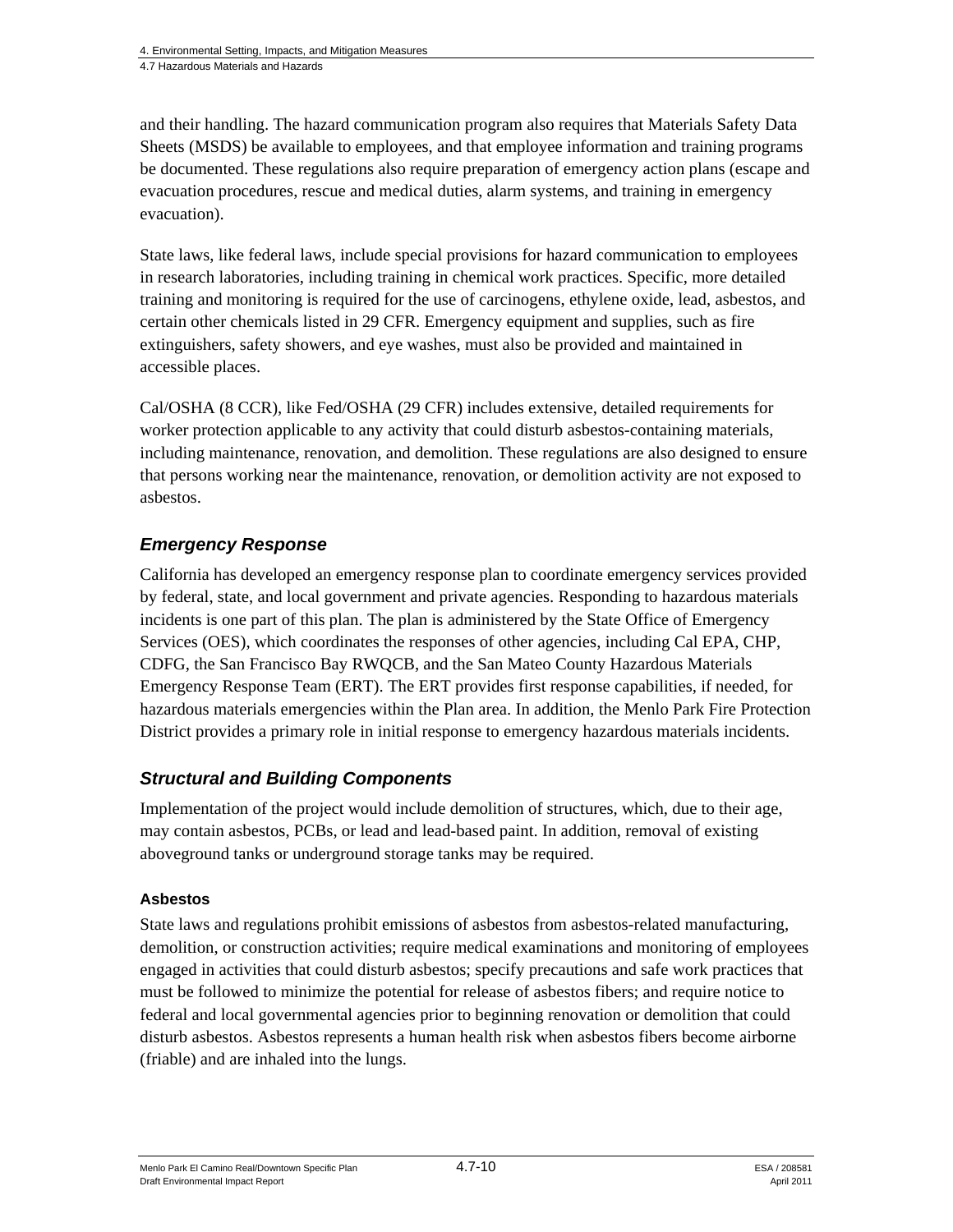and their handling. The hazard communication program also requires that Materials Safety Data Sheets (MSDS) be available to employees, and that employee information and training programs be documented. These regulations also require preparation of emergency action plans (escape and evacuation procedures, rescue and medical duties, alarm systems, and training in emergency evacuation).

State laws, like federal laws, include special provisions for hazard communication to employees in research laboratories, including training in chemical work practices. Specific, more detailed training and monitoring is required for the use of carcinogens, ethylene oxide, lead, asbestos, and certain other chemicals listed in 29 CFR. Emergency equipment and supplies, such as fire extinguishers, safety showers, and eye washes, must also be provided and maintained in accessible places.

Cal/OSHA (8 CCR), like Fed/OSHA (29 CFR) includes extensive, detailed requirements for worker protection applicable to any activity that could disturb asbestos-containing materials, including maintenance, renovation, and demolition. These regulations are also designed to ensure that persons working near the maintenance, renovation, or demolition activity are not exposed to asbestos.

### *Emergency Response*

California has developed an emergency response plan to coordinate emergency services provided by federal, state, and local government and private agencies. Responding to hazardous materials incidents is one part of this plan. The plan is administered by the State Office of Emergency Services (OES), which coordinates the responses of other agencies, including Cal EPA, CHP, CDFG, the San Francisco Bay RWQCB, and the San Mateo County Hazardous Materials Emergency Response Team (ERT). The ERT provides first response capabilities, if needed, for hazardous materials emergencies within the Plan area. In addition, the Menlo Park Fire Protection District provides a primary role in initial response to emergency hazardous materials incidents.

### *Structural and Building Components*

Implementation of the project would include demolition of structures, which, due to their age, may contain asbestos, PCBs, or lead and lead-based paint. In addition, removal of existing aboveground tanks or underground storage tanks may be required.

#### Asbestos

State laws and regulations prohibit emissions of asbestos from asbestos-related manufacturing, demolition, or construction activities; require medical examinations and monitoring of employees engaged in activities that could disturb asbestos; specify precautions and safe work practices that must be followed to minimize the potential for release of asbestos fibers; and require notice to federal and local governmental agencies prior to beginning renovation or demolition that could disturb asbestos. Asbestos represents a human health risk when asbestos fibers become airborne (friable) and are inhaled into the lungs.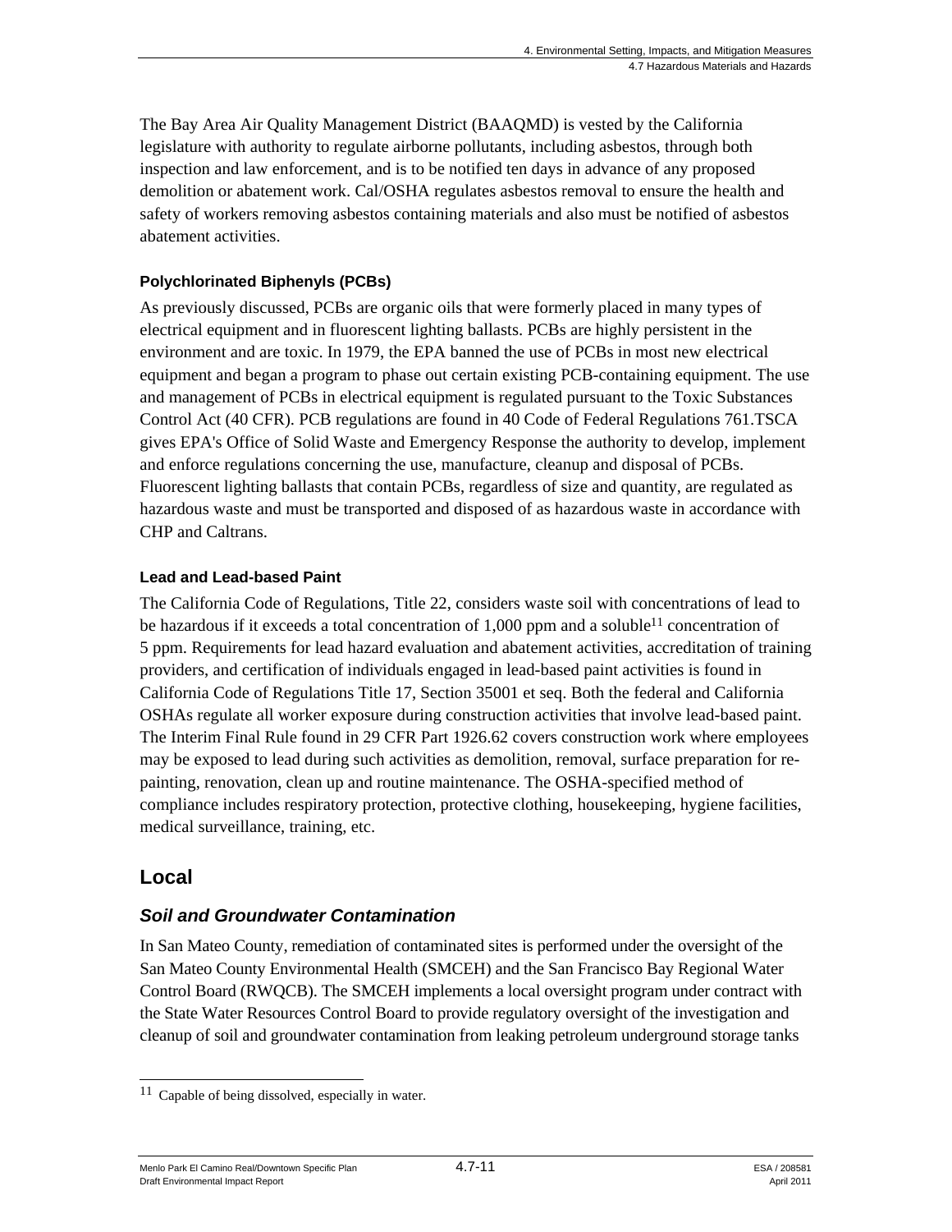The Bay Area Air Quality Management District (BAAQMD) is vested by the California legislature with authority to regulate airborne pollutants, including asbestos, through both inspection and law enforcement, and is to be notified ten days in advance of any proposed demolition or abatement work. Cal/OSHA regulates asbestos removal to ensure the health and safety of workers removing asbestos containing materials and also must be notified of asbestos abatement activities.

#### Polychlorinated Biphenyls (PCBs)

As previously discussed, PCBs are organic oils that were formerly placed in many types of electrical equipment and in fluorescent lighting ballasts. PCBs are highly persistent in the environment and are toxic. In 1979, the EPA banned the use of PCBs in most new electrical equipment and began a program to phase out certain existing PCB-containing equipment. The use and management of PCBs in electrical equipment is regulated pursuant to the Toxic Substances Control Act (40 CFR). PCB regulations are found in 40 Code of Federal Regulations 761.TSCA gives EPA's Office of Solid Waste and Emergency Response the authority to develop, implement and enforce regulations concerning the use, manufacture, cleanup and disposal of PCBs. Fluorescent lighting ballasts that contain PCBs, regardless of size and quantity, are regulated as hazardous waste and must be transported and disposed of as hazardous waste in accordance with CHP and Caltrans.

#### Lead and Lead-based Paint

The California Code of Regulations, Title 22, considers waste soil with concentrations of lead to be hazardous if it exceeds a total concentration of 1,000 ppm and a soluble[11] concentration of 5 ppm. Requirements for lead hazard evaluation and abatement activities, accreditation of training providers, and certification of individuals engaged in lead-based paint activities is found in California Code of Regulations Title 17, Section 35001 et seq. Both the federal and California OSHAs regulate all worker exposure during construction activities that involve lead-based paint. The Interim Final Rule found in 29 CFR Part 1926.62 covers construction work where employees may be exposed to lead during such activities as demolition, removal, surface preparation for re-painting, renovation, clean up and routine maintenance. The OSHA-specified method of compliance includes respiratory protection, protective clothing, housekeeping, hygiene facilities, medical surveillance, training, etc.

## Local

### *Soil and Groundwater Contamination*

In San Mateo County, remediation of contaminated sites is performed under the oversight of the San Mateo County Environmental Health (SMCEH) and the San Francisco Bay Regional Water Control Board (RWQCB). The SMCEH implements a local oversight program under contract with the State Water Resources Control Board to provide regulatory oversight of the investigation and cleanup of soil and groundwater contamination from leaking petroleum underground storage tanks

---

[11] Capable of being dissolved, especially in water.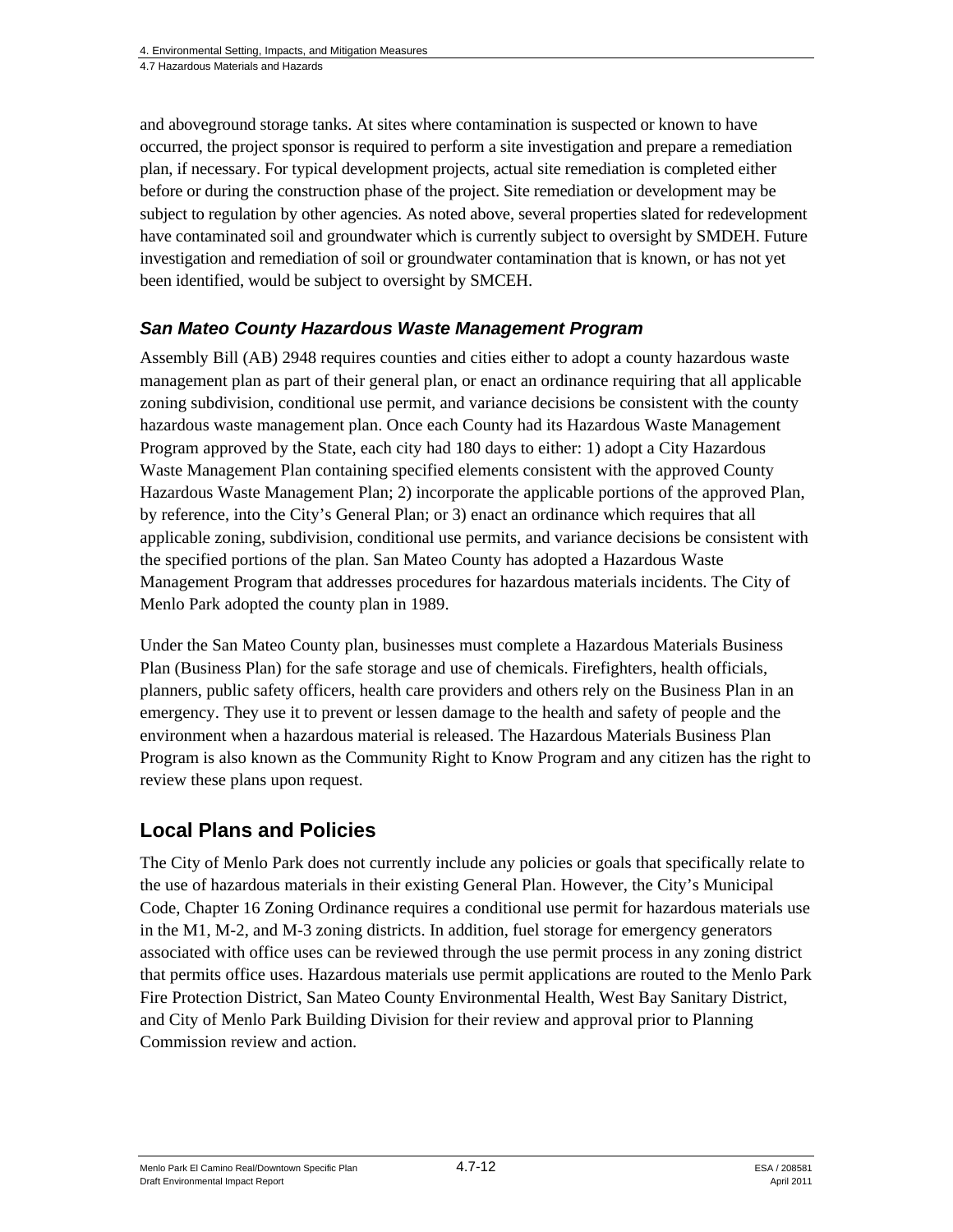and aboveground storage tanks. At sites where contamination is suspected or known to have occurred, the project sponsor is required to perform a site investigation and prepare a remediation plan, if necessary. For typical development projects, actual site remediation is completed either before or during the construction phase of the project. Site remediation or development may be subject to regulation by other agencies. As noted above, several properties slated for redevelopment have contaminated soil and groundwater which is currently subject to oversight by SMDEH. Future investigation and remediation of soil or groundwater contamination that is known, or has not yet been identified, would be subject to oversight by SMCEH.

### *San Mateo County Hazardous Waste Management Program*

Assembly Bill (AB) 2948 requires counties and cities either to adopt a county hazardous waste management plan as part of their general plan, or enact an ordinance requiring that all applicable zoning subdivision, conditional use permit, and variance decisions be consistent with the county hazardous waste management plan. Once each County had its Hazardous Waste Management Program approved by the State, each city had 180 days to either: 1) adopt a City Hazardous Waste Management Plan containing specified elements consistent with the approved County Hazardous Waste Management Plan; 2) incorporate the applicable portions of the approved Plan, by reference, into the City's General Plan; or 3) enact an ordinance which requires that all applicable zoning, subdivision, conditional use permits, and variance decisions be consistent with the specified portions of the plan. San Mateo County has adopted a Hazardous Waste Management Program that addresses procedures for hazardous materials incidents. The City of Menlo Park adopted the county plan in 1989.

Under the San Mateo County plan, businesses must complete a Hazardous Materials Business Plan (Business Plan) for the safe storage and use of chemicals. Firefighters, health officials, planners, public safety officers, health care providers and others rely on the Business Plan in an emergency. They use it to prevent or lessen damage to the health and safety of people and the environment when a hazardous material is released. The Hazardous Materials Business Plan Program is also known as the Community Right to Know Program and any citizen has the right to review these plans upon request.

## Local Plans and Policies

The City of Menlo Park does not currently include any policies or goals that specifically relate to the use of hazardous materials in their existing General Plan. However, the City's Municipal Code, Chapter 16 Zoning Ordinance requires a conditional use permit for hazardous materials use in the M1, M-2, and M-3 zoning districts. In addition, fuel storage for emergency generators associated with office uses can be reviewed through the use permit process in any zoning district that permits office uses. Hazardous materials use permit applications are routed to the Menlo Park Fire Protection District, San Mateo County Environmental Health, West Bay Sanitary District, and City of Menlo Park Building Division for their review and approval prior to Planning Commission review and action.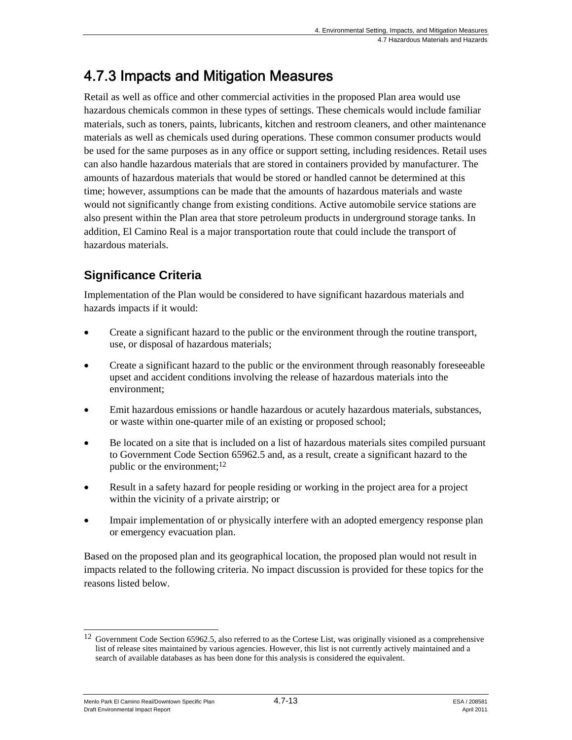## 4.7.3 Impacts and Mitigation Measures

Retail as well as office and other commercial activities in the proposed Plan area would use hazardous chemicals common in these types of settings. These chemicals would include familiar materials, such as toners, paints, lubricants, kitchen and restroom cleaners, and other maintenance materials as well as chemicals used during operations. These common consumer products would be used for the same purposes as in any office or support setting, including residences. Retail uses can also handle hazardous materials that are stored in containers provided by manufacturer. The amounts of hazardous materials that would be stored or handled cannot be determined at this time; however, assumptions can be made that the amounts of hazardous materials and waste would not significantly change from existing conditions. Active automobile service stations are also present within the Plan area that store petroleum products in underground storage tanks. In addition, El Camino Real is a major transportation route that could include the transport of hazardous materials.

### Significance Criteria

Implementation of the Plan would be considered to have significant hazardous materials and hazards impacts if it would:

- Create a significant hazard to the public or the environment through the routine transport, use, or disposal of hazardous materials;
- Create a significant hazard to the public or the environment through reasonably foreseeable upset and accident conditions involving the release of hazardous materials into the environment;
- Emit hazardous emissions or handle hazardous or acutely hazardous materials, substances, or waste within one-quarter mile of an existing or proposed school;
- Be located on a site that is included on a list of hazardous materials sites compiled pursuant to Government Code Section 65962.5 and, as a result, create a significant hazard to the public or the environment;[12]
- Result in a safety hazard for people residing or working in the project area for a project within the vicinity of a private airstrip; or
- Impair implementation of or physically interfere with an adopted emergency response plan or emergency evacuation plan.

Based on the proposed plan and its geographical location, the proposed plan would not result in impacts related to the following criteria. No impact discussion is provided for these topics for the reasons listed below.

[12] Government Code Section 65962.5, also referred to as the Cortese List, was originally visioned as a comprehensive list of release sites maintained by various agencies. However, this list is not currently actively maintained and a search of available databases as has been done for this analysis is considered the equivalent.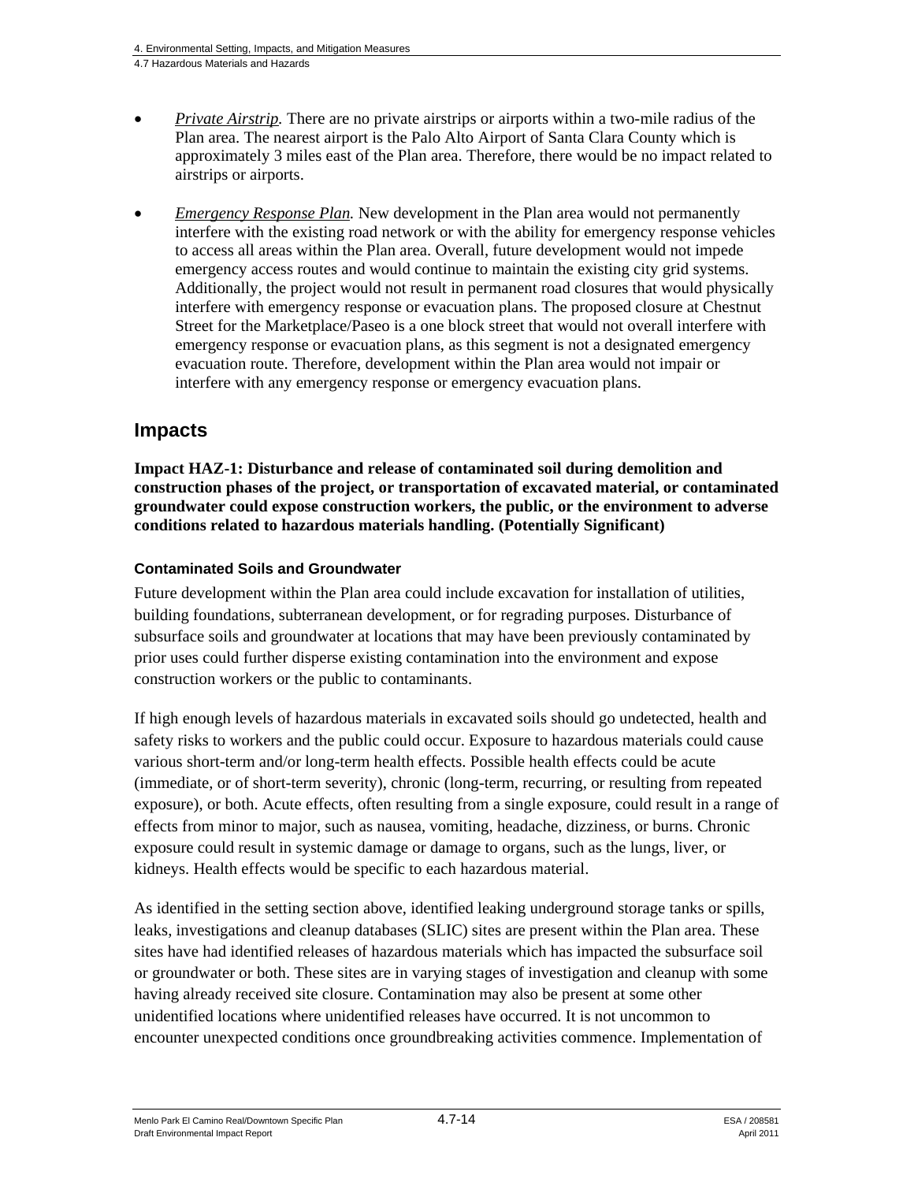- *Private Airstrip.* There are no private airstrips or airports within a two-mile radius of the Plan area. The nearest airport is the Palo Alto Airport of Santa Clara County which is approximately 3 miles east of the Plan area. Therefore, there would be no impact related to airstrips or airports.

- *Emergency Response Plan.* New development in the Plan area would not permanently interfere with the existing road network or with the ability for emergency response vehicles to access all areas within the Plan area. Overall, future development would not impede emergency access routes and would continue to maintain the existing city grid systems. Additionally, the project would not result in permanent road closures that would physically interfere with emergency response or evacuation plans. The proposed closure at Chestnut Street for the Marketplace/Paseo is a one block street that would not overall interfere with emergency response or evacuation plans, as this segment is not a designated emergency evacuation route. Therefore, development within the Plan area would not impair or interfere with any emergency response or emergency evacuation plans.

## Impacts

**Impact HAZ-1: Disturbance and release of contaminated soil during demolition and construction phases of the project, or transportation of excavated material, or contaminated groundwater could expose construction workers, the public, or the environment to adverse conditions related to hazardous materials handling. (Potentially Significant)**

### Contaminated Soils and Groundwater

Future development within the Plan area could include excavation for installation of utilities, building foundations, subterranean development, or for regrading purposes. Disturbance of subsurface soils and groundwater at locations that may have been previously contaminated by prior uses could further disperse existing contamination into the environment and expose construction workers or the public to contaminants.

If high enough levels of hazardous materials in excavated soils should go undetected, health and safety risks to workers and the public could occur. Exposure to hazardous materials could cause various short-term and/or long-term health effects. Possible health effects could be acute (immediate, or of short-term severity), chronic (long-term, recurring, or resulting from repeated exposure), or both. Acute effects, often resulting from a single exposure, could result in a range of effects from minor to major, such as nausea, vomiting, headache, dizziness, or burns. Chronic exposure could result in systemic damage or damage to organs, such as the lungs, liver, or kidneys. Health effects would be specific to each hazardous material.

As identified in the setting section above, identified leaking underground storage tanks or spills, leaks, investigations and cleanup databases (SLIC) sites are present within the Plan area. These sites have had identified releases of hazardous materials which has impacted the subsurface soil or groundwater or both. These sites are in varying stages of investigation and cleanup with some having already received site closure. Contamination may also be present at some other unidentified locations where unidentified releases have occurred. It is not uncommon to encounter unexpected conditions once groundbreaking activities commence. Implementation of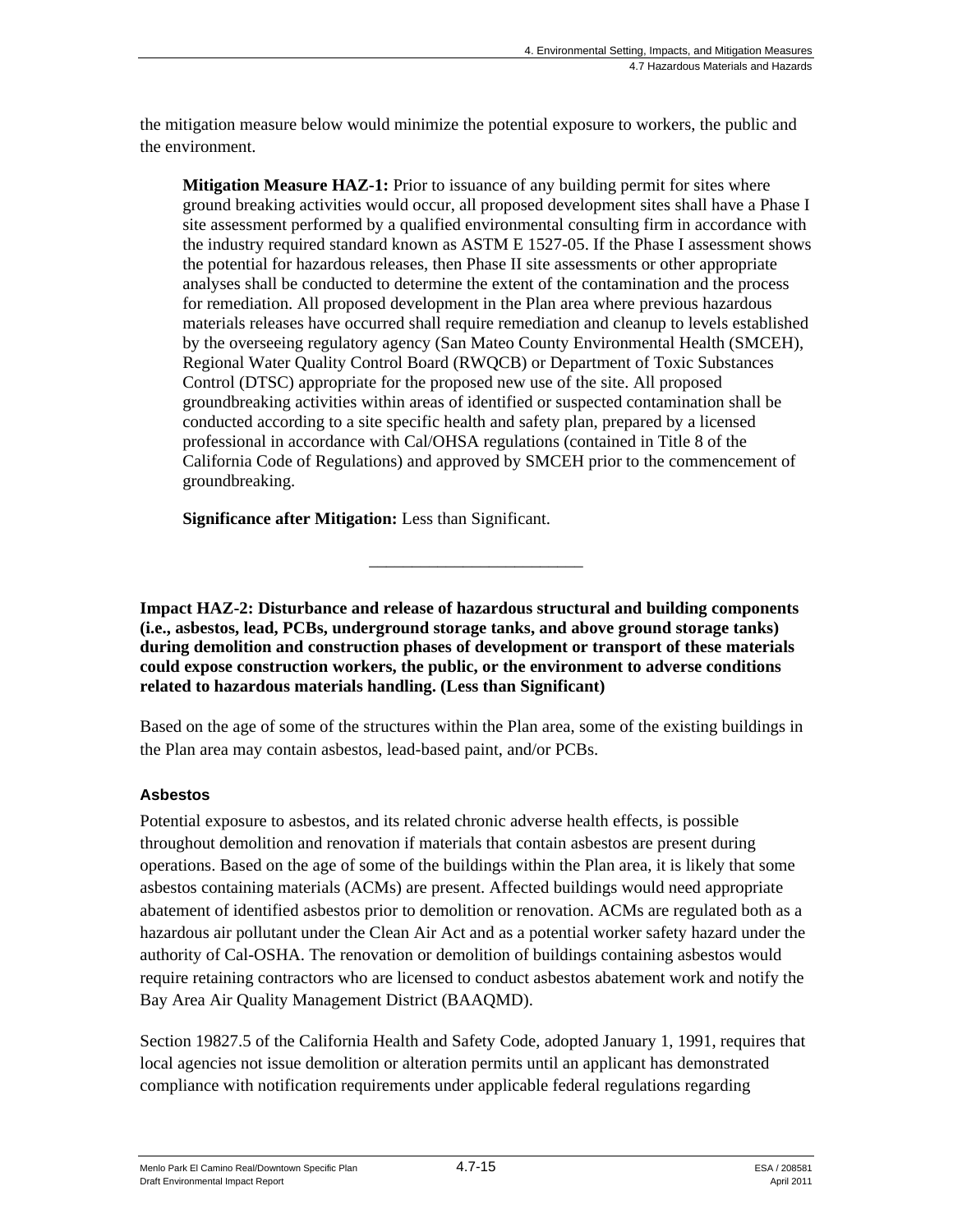the mitigation measure below would minimize the potential exposure to workers, the public and the environment.

> **Mitigation Measure HAZ-1:** Prior to issuance of any building permit for sites where ground breaking activities would occur, all proposed development sites shall have a Phase I site assessment performed by a qualified environmental consulting firm in accordance with the industry required standard known as ASTM E 1527-05. If the Phase I assessment shows the potential for hazardous releases, then Phase II site assessments or other appropriate analyses shall be conducted to determine the extent of the contamination and the process for remediation. All proposed development in the Plan area where previous hazardous materials releases have occurred shall require remediation and cleanup to levels established by the overseeing regulatory agency (San Mateo County Environmental Health (SMCEH), Regional Water Quality Control Board (RWQCB) or Department of Toxic Substances Control (DTSC) appropriate for the proposed new use of the site. All proposed groundbreaking activities within areas of identified or suspected contamination shall be conducted according to a site specific health and safety plan, prepared by a licensed professional in accordance with Cal/OHSA regulations (contained in Title 8 of the California Code of Regulations) and approved by SMCEH prior to the commencement of groundbreaking.
>
> **Significance after Mitigation:** Less than Significant.

---

**Impact HAZ-2: Disturbance and release of hazardous structural and building components (i.e., asbestos, lead, PCBs, underground storage tanks, and above ground storage tanks) during demolition and construction phases of development or transport of these materials could expose construction workers, the public, or the environment to adverse conditions related to hazardous materials handling. (Less than Significant)**

Based on the age of some of the structures within the Plan area, some of the existing buildings in the Plan area may contain asbestos, lead-based paint, and/or PCBs.

### Asbestos

Potential exposure to asbestos, and its related chronic adverse health effects, is possible throughout demolition and renovation if materials that contain asbestos are present during operations. Based on the age of some of the buildings within the Plan area, it is likely that some asbestos containing materials (ACMs) are present. Affected buildings would need appropriate abatement of identified asbestos prior to demolition or renovation. ACMs are regulated both as a hazardous air pollutant under the Clean Air Act and as a potential worker safety hazard under the authority of Cal-OSHA. The renovation or demolition of buildings containing asbestos would require retaining contractors who are licensed to conduct asbestos abatement work and notify the Bay Area Air Quality Management District (BAAQMD).

Section 19827.5 of the California Health and Safety Code, adopted January 1, 1991, requires that local agencies not issue demolition or alteration permits until an applicant has demonstrated compliance with notification requirements under applicable federal regulations regarding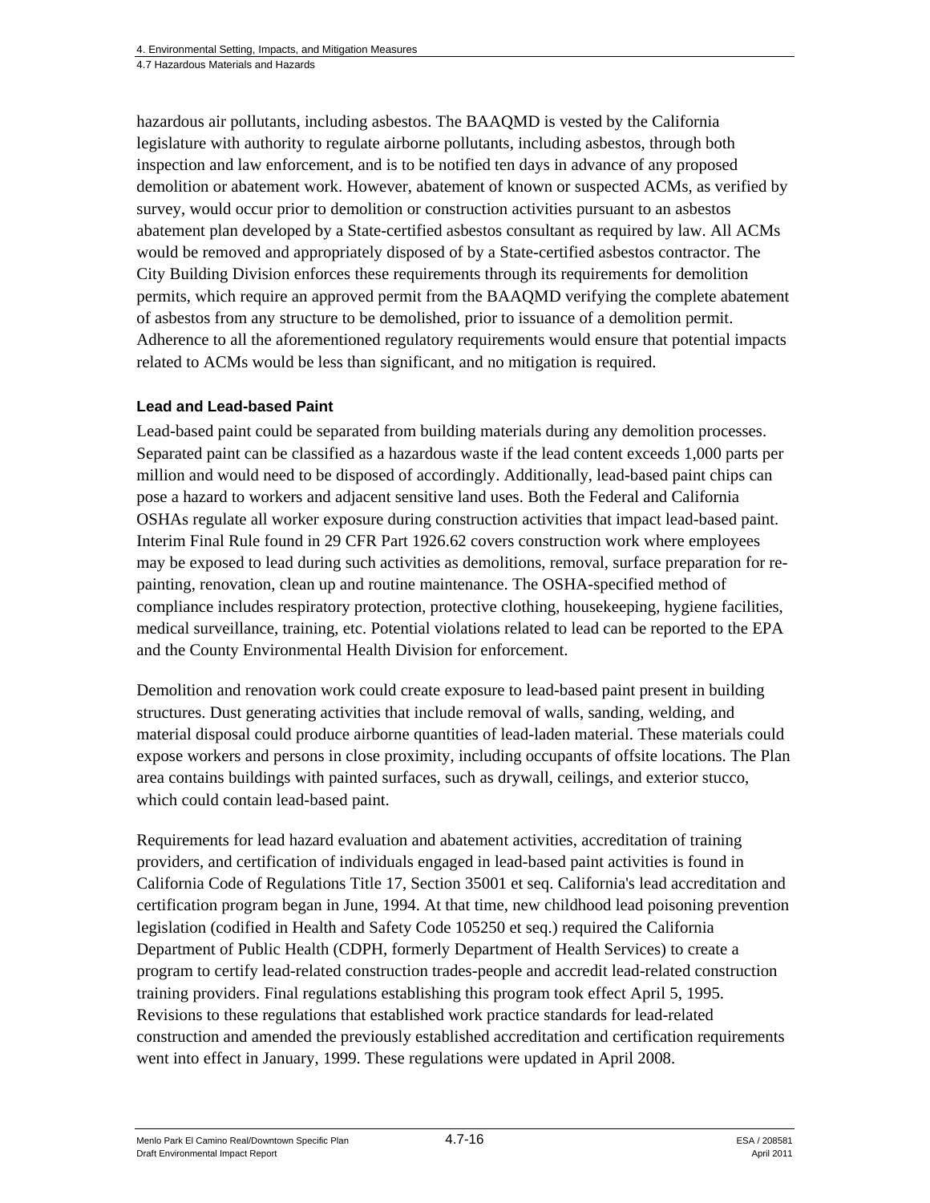hazardous air pollutants, including asbestos. The BAAQMD is vested by the California legislature with authority to regulate airborne pollutants, including asbestos, through both inspection and law enforcement, and is to be notified ten days in advance of any proposed demolition or abatement work. However, abatement of known or suspected ACMs, as verified by survey, would occur prior to demolition or construction activities pursuant to an asbestos abatement plan developed by a State-certified asbestos consultant as required by law. All ACMs would be removed and appropriately disposed of by a State-certified asbestos contractor. The City Building Division enforces these requirements through its requirements for demolition permits, which require an approved permit from the BAAQMD verifying the complete abatement of asbestos from any structure to be demolished, prior to issuance of a demolition permit. Adherence to all the aforementioned regulatory requirements would ensure that potential impacts related to ACMs would be less than significant, and no mitigation is required.

#### Lead and Lead-based Paint

Lead-based paint could be separated from building materials during any demolition processes. Separated paint can be classified as a hazardous waste if the lead content exceeds 1,000 parts per million and would need to be disposed of accordingly. Additionally, lead-based paint chips can pose a hazard to workers and adjacent sensitive land uses. Both the Federal and California OSHAs regulate all worker exposure during construction activities that impact lead-based paint. Interim Final Rule found in 29 CFR Part 1926.62 covers construction work where employees may be exposed to lead during such activities as demolitions, removal, surface preparation for re-painting, renovation, clean up and routine maintenance. The OSHA-specified method of compliance includes respiratory protection, protective clothing, housekeeping, hygiene facilities, medical surveillance, training, etc. Potential violations related to lead can be reported to the EPA and the County Environmental Health Division for enforcement.

Demolition and renovation work could create exposure to lead-based paint present in building structures. Dust generating activities that include removal of walls, sanding, welding, and material disposal could produce airborne quantities of lead-laden material. These materials could expose workers and persons in close proximity, including occupants of offsite locations. The Plan area contains buildings with painted surfaces, such as drywall, ceilings, and exterior stucco, which could contain lead-based paint.

Requirements for lead hazard evaluation and abatement activities, accreditation of training providers, and certification of individuals engaged in lead-based paint activities is found in California Code of Regulations Title 17, Section 35001 et seq. California's lead accreditation and certification program began in June, 1994. At that time, new childhood lead poisoning prevention legislation (codified in Health and Safety Code 105250 et seq.) required the California Department of Public Health (CDPH, formerly Department of Health Services) to create a program to certify lead-related construction trades-people and accredit lead-related construction training providers. Final regulations establishing this program took effect April 5, 1995. Revisions to these regulations that established work practice standards for lead-related construction and amended the previously established accreditation and certification requirements went into effect in January, 1999. These regulations were updated in April 2008.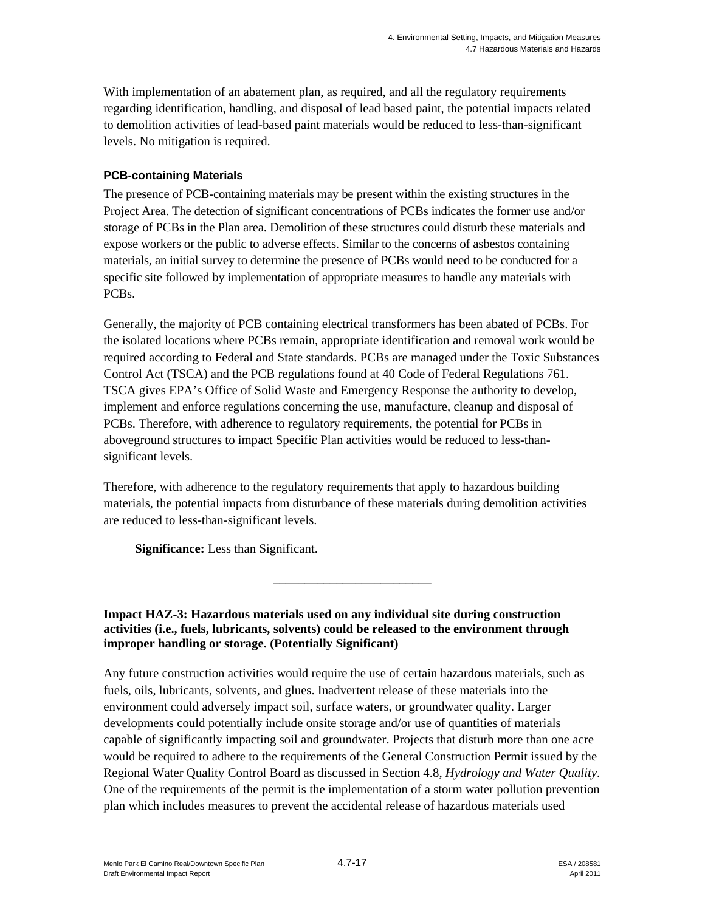With implementation of an abatement plan, as required, and all the regulatory requirements regarding identification, handling, and disposal of lead based paint, the potential impacts related to demolition activities of lead-based paint materials would be reduced to less-than-significant levels. No mitigation is required.

#### PCB-containing Materials

The presence of PCB-containing materials may be present within the existing structures in the Project Area. The detection of significant concentrations of PCBs indicates the former use and/or storage of PCBs in the Plan area. Demolition of these structures could disturb these materials and expose workers or the public to adverse effects. Similar to the concerns of asbestos containing materials, an initial survey to determine the presence of PCBs would need to be conducted for a specific site followed by implementation of appropriate measures to handle any materials with PCBs.

Generally, the majority of PCB containing electrical transformers has been abated of PCBs. For the isolated locations where PCBs remain, appropriate identification and removal work would be required according to Federal and State standards. PCBs are managed under the Toxic Substances Control Act (TSCA) and the PCB regulations found at 40 Code of Federal Regulations 761. TSCA gives EPA's Office of Solid Waste and Emergency Response the authority to develop, implement and enforce regulations concerning the use, manufacture, cleanup and disposal of PCBs. Therefore, with adherence to regulatory requirements, the potential for PCBs in aboveground structures to impact Specific Plan activities would be reduced to less-than-significant levels.

Therefore, with adherence to the regulatory requirements that apply to hazardous building materials, the potential impacts from disturbance of these materials during demolition activities are reduced to less-than-significant levels.

**Significance:** Less than Significant.

_________________________

**Impact HAZ-3: Hazardous materials used on any individual site during construction activities (i.e., fuels, lubricants, solvents) could be released to the environment through improper handling or storage. (Potentially Significant)**

Any future construction activities would require the use of certain hazardous materials, such as fuels, oils, lubricants, solvents, and glues. Inadvertent release of these materials into the environment could adversely impact soil, surface waters, or groundwater quality. Larger developments could potentially include onsite storage and/or use of quantities of materials capable of significantly impacting soil and groundwater. Projects that disturb more than one acre would be required to adhere to the requirements of the General Construction Permit issued by the Regional Water Quality Control Board as discussed in Section 4.8, *Hydrology and Water Quality*. One of the requirements of the permit is the implementation of a storm water pollution prevention plan which includes measures to prevent the accidental release of hazardous materials used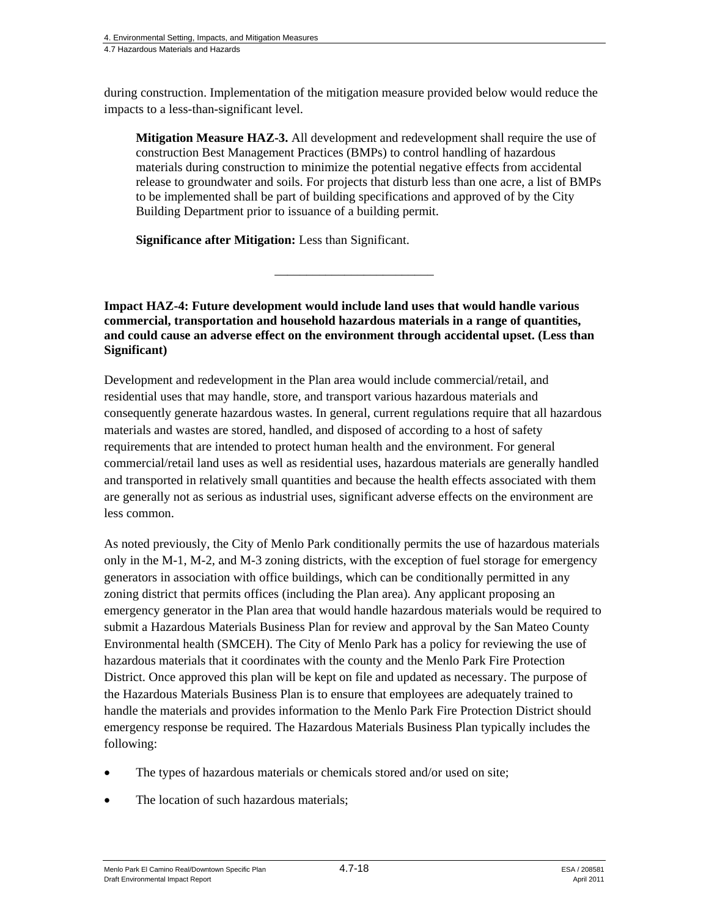during construction. Implementation of the mitigation measure provided below would reduce the impacts to a less-than-significant level.

> **Mitigation Measure HAZ-3.** All development and redevelopment shall require the use of construction Best Management Practices (BMPs) to control handling of hazardous materials during construction to minimize the potential negative effects from accidental release to groundwater and soils. For projects that disturb less than one acre, a list of BMPs to be implemented shall be part of building specifications and approved of by the City Building Department prior to issuance of a building permit.
>
> **Significance after Mitigation:** Less than Significant.

---

**Impact HAZ-4: Future development would include land uses that would handle various commercial, transportation and household hazardous materials in a range of quantities, and could cause an adverse effect on the environment through accidental upset. (Less than Significant)**

Development and redevelopment in the Plan area would include commercial/retail, and residential uses that may handle, store, and transport various hazardous materials and consequently generate hazardous wastes. In general, current regulations require that all hazardous materials and wastes are stored, handled, and disposed of according to a host of safety requirements that are intended to protect human health and the environment. For general commercial/retail land uses as well as residential uses, hazardous materials are generally handled and transported in relatively small quantities and because the health effects associated with them are generally not as serious as industrial uses, significant adverse effects on the environment are less common.

As noted previously, the City of Menlo Park conditionally permits the use of hazardous materials only in the M-1, M-2, and M-3 zoning districts, with the exception of fuel storage for emergency generators in association with office buildings, which can be conditionally permitted in any zoning district that permits offices (including the Plan area). Any applicant proposing an emergency generator in the Plan area that would handle hazardous materials would be required to submit a Hazardous Materials Business Plan for review and approval by the San Mateo County Environmental health (SMCEH). The City of Menlo Park has a policy for reviewing the use of hazardous materials that it coordinates with the county and the Menlo Park Fire Protection District. Once approved this plan will be kept on file and updated as necessary. The purpose of the Hazardous Materials Business Plan is to ensure that employees are adequately trained to handle the materials and provides information to the Menlo Park Fire Protection District should emergency response be required. The Hazardous Materials Business Plan typically includes the following:

- The types of hazardous materials or chemicals stored and/or used on site;
- The location of such hazardous materials;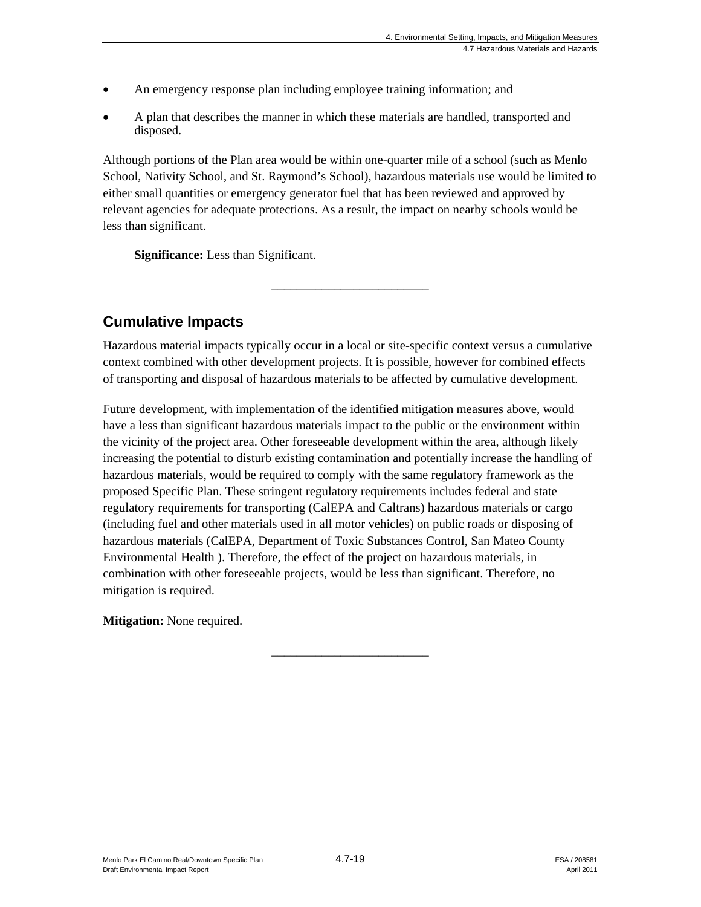- An emergency response plan including employee training information; and
- A plan that describes the manner in which these materials are handled, transported and disposed.

Although portions of the Plan area would be within one-quarter mile of a school (such as Menlo School, Nativity School, and St. Raymond's School), hazardous materials use would be limited to either small quantities or emergency generator fuel that has been reviewed and approved by relevant agencies for adequate protections. As a result, the impact on nearby schools would be less than significant.

**Significance:** Less than Significant.

_________________________

## Cumulative Impacts

Hazardous material impacts typically occur in a local or site-specific context versus a cumulative context combined with other development projects. It is possible, however for combined effects of transporting and disposal of hazardous materials to be affected by cumulative development.

Future development, with implementation of the identified mitigation measures above, would have a less than significant hazardous materials impact to the public or the environment within the vicinity of the project area. Other foreseeable development within the area, although likely increasing the potential to disturb existing contamination and potentially increase the handling of hazardous materials, would be required to comply with the same regulatory framework as the proposed Specific Plan. These stringent regulatory requirements includes federal and state regulatory requirements for transporting (CalEPA and Caltrans) hazardous materials or cargo (including fuel and other materials used in all motor vehicles) on public roads or disposing of hazardous materials (CalEPA, Department of Toxic Substances Control, San Mateo County Environmental Health ). Therefore, the effect of the project on hazardous materials, in combination with other foreseeable projects, would be less than significant. Therefore, no mitigation is required.

**Mitigation:** None required.

_________________________